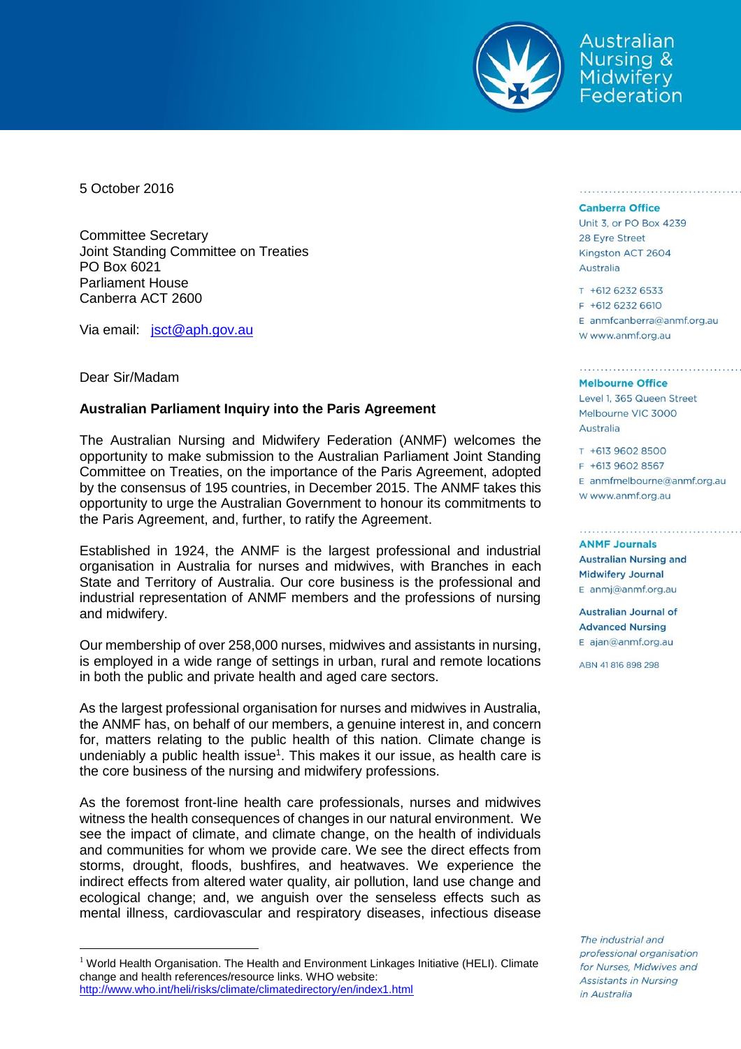Australian Nursing & Midwifery Federation

5 October 2016

Committee Secretary
Joint Standing Committee on Treaties
PO Box 6021
Parliament House
Canberra ACT 2600

Via email: jsct@aph.gov.au

Dear Sir/Madam

**Australian Parliament Inquiry into the Paris Agreement**

The Australian Nursing and Midwifery Federation (ANMF) welcomes the opportunity to make submission to the Australian Parliament Joint Standing Committee on Treaties, on the importance of the Paris Agreement, adopted by the consensus of 195 countries, in December 2015. The ANMF takes this opportunity to urge the Australian Government to honour its commitments to the Paris Agreement, and, further, to ratify the Agreement.

Established in 1924, the ANMF is the largest professional and industrial organisation in Australia for nurses and midwives, with Branches in each State and Territory of Australia. Our core business is the professional and industrial representation of ANMF members and the professions of nursing and midwifery.

Our membership of over 258,000 nurses, midwives and assistants in nursing, is employed in a wide range of settings in urban, rural and remote locations in both the public and private health and aged care sectors.

As the largest professional organisation for nurses and midwives in Australia, the ANMF has, on behalf of our members, a genuine interest in, and concern for, matters relating to the public health of this nation. Climate change is undeniably a public health issue[1]. This makes it our issue, as health care is the core business of the nursing and midwifery professions.

As the foremost front-line health care professionals, nurses and midwives witness the health consequences of changes in our natural environment. We see the impact of climate, and climate change, on the health of individuals and communities for whom we provide care. We see the direct effects from storms, drought, floods, bushfires, and heatwaves. We experience the indirect effects from altered water quality, air pollution, land use change and ecological change; and, we anguish over the senseless effects such as mental illness, cardiovascular and respiratory diseases, infectious disease

---

[1] World Health Organisation. The Health and Environment Linkages Initiative (HELI). Climate change and health references/resource links. WHO website: http://www.who.int/heli/risks/climate/climatedirectory/en/index1.html

---

**Canberra Office**
Unit 3, or PO Box 4239
28 Eyre Street
Kingston ACT 2604
Australia

T +612 6232 6533
F +612 6232 6610
E anmfcanberra@anmf.org.au
W www.anmf.org.au

**Melbourne Office**
Level 1, 365 Queen Street
Melbourne VIC 3000
Australia

T +613 9602 8500
F +613 9602 8567
E anmfmelbourne@anmf.org.au
W www.anmf.org.au

**ANMF Journals**

**Australian Nursing and Midwifery Journal**
E anmj@anmf.org.au

**Australian Journal of Advanced Nursing**
E ajan@anmf.org.au

ABN 41 816 898 298

*The industrial and professional organisation for Nurses, Midwives and Assistants in Nursing in Australia*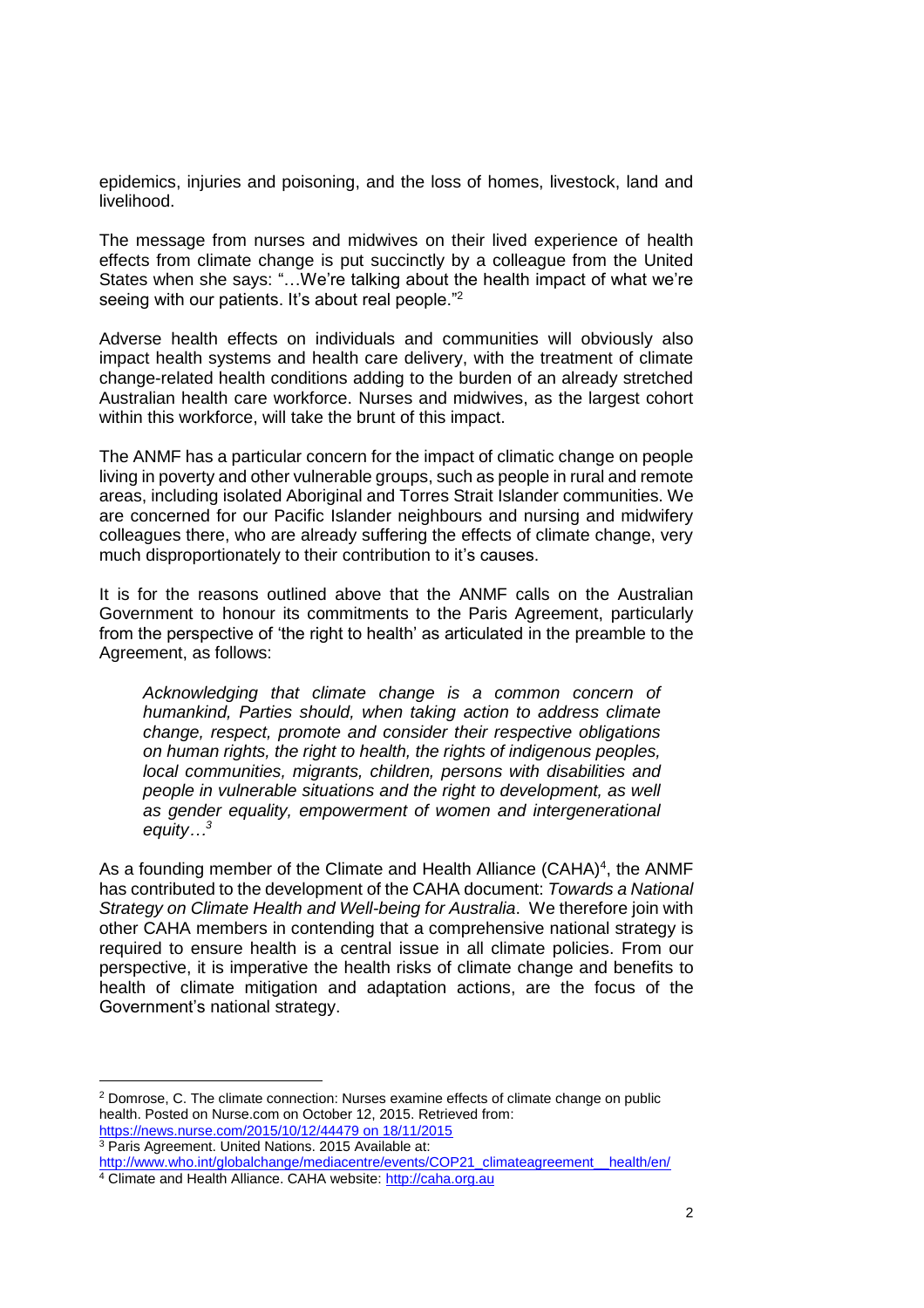epidemics, injuries and poisoning, and the loss of homes, livestock, land and livelihood.

The message from nurses and midwives on their lived experience of health effects from climate change is put succinctly by a colleague from the United States when she says: "…We're talking about the health impact of what we're seeing with our patients. It's about real people."[2]

Adverse health effects on individuals and communities will obviously also impact health systems and health care delivery, with the treatment of climate change-related health conditions adding to the burden of an already stretched Australian health care workforce. Nurses and midwives, as the largest cohort within this workforce, will take the brunt of this impact.

The ANMF has a particular concern for the impact of climatic change on people living in poverty and other vulnerable groups, such as people in rural and remote areas, including isolated Aboriginal and Torres Strait Islander communities. We are concerned for our Pacific Islander neighbours and nursing and midwifery colleagues there, who are already suffering the effects of climate change, very much disproportionately to their contribution to it's causes.

It is for the reasons outlined above that the ANMF calls on the Australian Government to honour its commitments to the Paris Agreement, particularly from the perspective of 'the right to health' as articulated in the preamble to the Agreement, as follows:

> *Acknowledging that climate change is a common concern of humankind, Parties should, when taking action to address climate change, respect, promote and consider their respective obligations on human rights, the right to health, the rights of indigenous peoples, local communities, migrants, children, persons with disabilities and people in vulnerable situations and the right to development, as well as gender equality, empowerment of women and intergenerational equity…*[3]

As a founding member of the Climate and Health Alliance (CAHA)[4], the ANMF has contributed to the development of the CAHA document: *Towards a National Strategy on Climate Health and Well-being for Australia*. We therefore join with other CAHA members in contending that a comprehensive national strategy is required to ensure health is a central issue in all climate policies. From our perspective, it is imperative the health risks of climate change and benefits to health of climate mitigation and adaptation actions, are the focus of the Government's national strategy.

---

[2] Domrose, C. The climate connection: Nurses examine effects of climate change on public health. Posted on Nurse.com on October 12, 2015. Retrieved from: https://news.nurse.com/2015/10/12/44479 on 18/11/2015

[3] Paris Agreement. United Nations. 2015 Available at: http://www.who.int/globalchange/mediacentre/events/COP21_climateagreement__health/en/

[4] Climate and Health Alliance. CAHA website: http://caha.org.au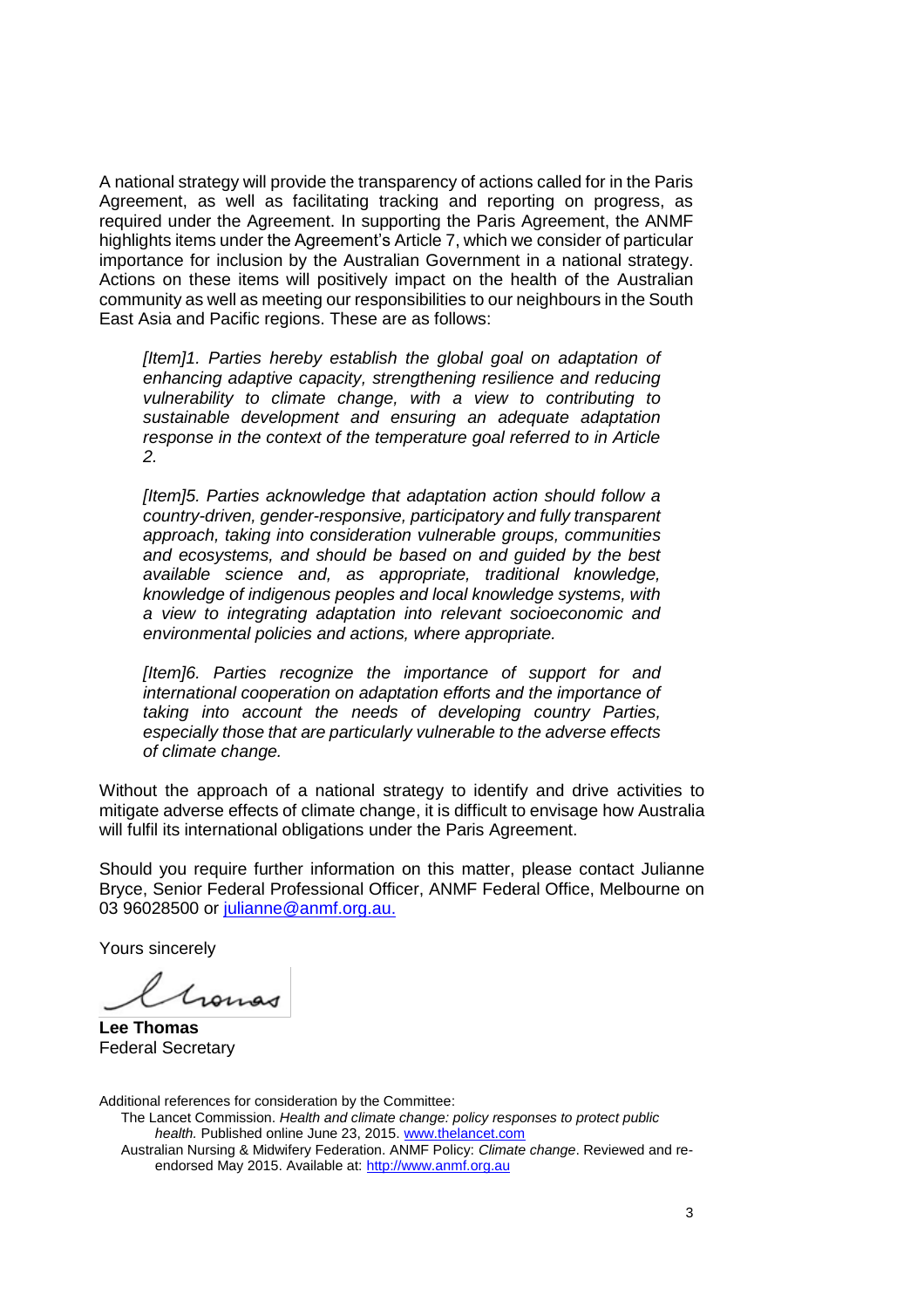A national strategy will provide the transparency of actions called for in the Paris Agreement, as well as facilitating tracking and reporting on progress, as required under the Agreement. In supporting the Paris Agreement, the ANMF highlights items under the Agreement's Article 7, which we consider of particular importance for inclusion by the Australian Government in a national strategy. Actions on these items will positively impact on the health of the Australian community as well as meeting our responsibilities to our neighbours in the South East Asia and Pacific regions. These are as follows:

> *[Item]1. Parties hereby establish the global goal on adaptation of enhancing adaptive capacity, strengthening resilience and reducing vulnerability to climate change, with a view to contributing to sustainable development and ensuring an adequate adaptation response in the context of the temperature goal referred to in Article 2.*
>
> *[Item]5. Parties acknowledge that adaptation action should follow a country-driven, gender-responsive, participatory and fully transparent approach, taking into consideration vulnerable groups, communities and ecosystems, and should be based on and guided by the best available science and, as appropriate, traditional knowledge, knowledge of indigenous peoples and local knowledge systems, with a view to integrating adaptation into relevant socioeconomic and environmental policies and actions, where appropriate.*
>
> *[Item]6. Parties recognize the importance of support for and international cooperation on adaptation efforts and the importance of taking into account the needs of developing country Parties, especially those that are particularly vulnerable to the adverse effects of climate change.*

Without the approach of a national strategy to identify and drive activities to mitigate adverse effects of climate change, it is difficult to envisage how Australia will fulfil its international obligations under the Paris Agreement.

Should you require further information on this matter, please contact Julianne Bryce, Senior Federal Professional Officer, ANMF Federal Office, Melbourne on 03 96028500 or julianne@anmf.org.au.

Yours sincerely

**Lee Thomas**
Federal Secretary

Additional references for consideration by the Committee:

- The Lancet Commission. *Health and climate change: policy responses to protect public health.* Published online June 23, 2015. www.thelancet.com
- Australian Nursing & Midwifery Federation. ANMF Policy: *Climate change*. Reviewed and re-endorsed May 2015. Available at: http://www.anmf.org.au